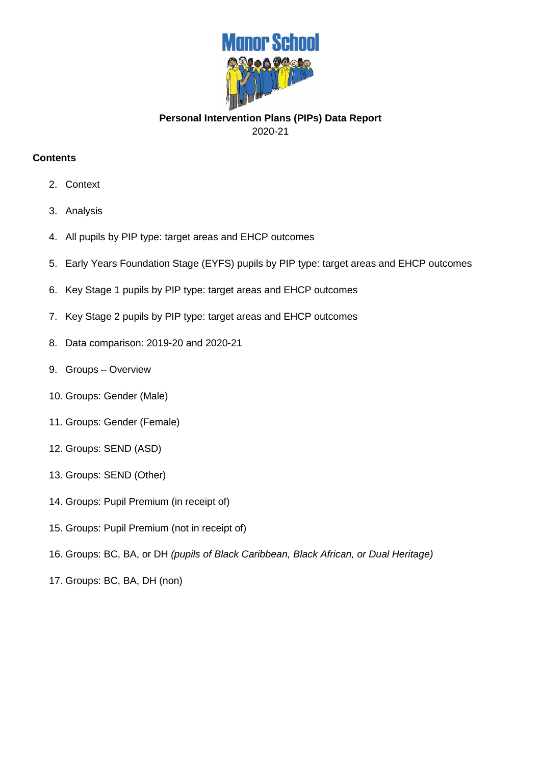# Manor School

**Personal Intervention Plans (PIPs) Data Report**

2020-21

**Contents**

2. Context
3. Analysis
4. All pupils by PIP type: target areas and EHCP outcomes
5. Early Years Foundation Stage (EYFS) pupils by PIP type: target areas and EHCP outcomes
6. Key Stage 1 pupils by PIP type: target areas and EHCP outcomes
7. Key Stage 2 pupils by PIP type: target areas and EHCP outcomes
8. Data comparison: 2019-20 and 2020-21
9. Groups – Overview
10. Groups: Gender (Male)
11. Groups: Gender (Female)
12. Groups: SEND (ASD)
13. Groups: SEND (Other)
14. Groups: Pupil Premium (in receipt of)
15. Groups: Pupil Premium (not in receipt of)
16. Groups: BC, BA, or DH *(pupils of Black Caribbean, Black African, or Dual Heritage)*
17. Groups: BC, BA, DH (non)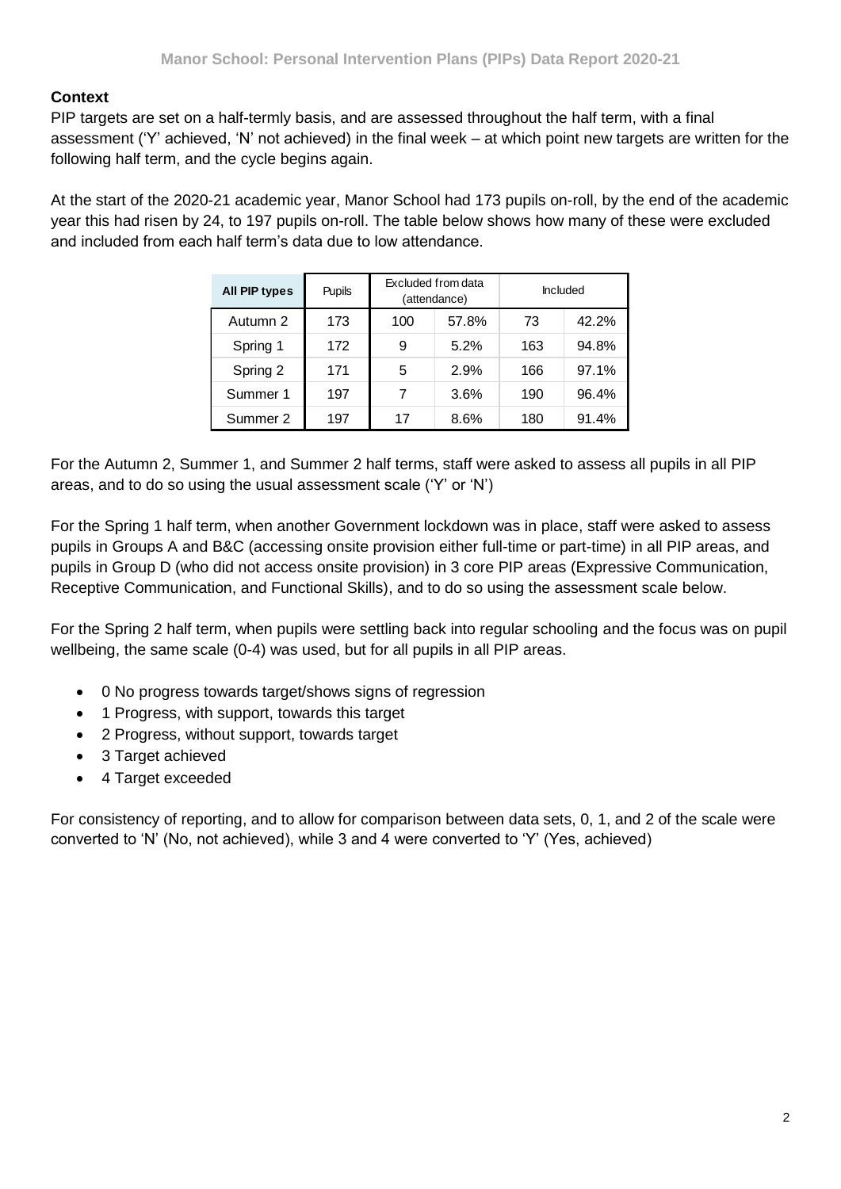**Context**

PIP targets are set on a half-termly basis, and are assessed throughout the half term, with a final assessment ('Y' achieved, 'N' not achieved) in the final week – at which point new targets are written for the following half term, and the cycle begins again.

At the start of the 2020-21 academic year, Manor School had 173 pupils on-roll, by the end of the academic year this had risen by 24, to 197 pupils on-roll. The table below shows how many of these were excluded and included from each half term's data due to low attendance.

| All PIP types | Pupils | Excluded from data (attendance) | | Included | |
|---|---|---|---|---|---|
| Autumn 2 | 173 | 100 | 57.8% | 73 | 42.2% |
| Spring 1 | 172 | 9 | 5.2% | 163 | 94.8% |
| Spring 2 | 171 | 5 | 2.9% | 166 | 97.1% |
| Summer 1 | 197 | 7 | 3.6% | 190 | 96.4% |
| Summer 2 | 197 | 17 | 8.6% | 180 | 91.4% |

For the Autumn 2, Summer 1, and Summer 2 half terms, staff were asked to assess all pupils in all PIP areas, and to do so using the usual assessment scale ('Y' or 'N')

For the Spring 1 half term, when another Government lockdown was in place, staff were asked to assess pupils in Groups A and B&C (accessing onsite provision either full-time or part-time) in all PIP areas, and pupils in Group D (who did not access onsite provision) in 3 core PIP areas (Expressive Communication, Receptive Communication, and Functional Skills), and to do so using the assessment scale below.

For the Spring 2 half term, when pupils were settling back into regular schooling and the focus was on pupil wellbeing, the same scale (0-4) was used, but for all pupils in all PIP areas.

- 0 No progress towards target/shows signs of regression
- 1 Progress, with support, towards this target
- 2 Progress, without support, towards target
- 3 Target achieved
- 4 Target exceeded

For consistency of reporting, and to allow for comparison between data sets, 0, 1, and 2 of the scale were converted to 'N' (No, not achieved), while 3 and 4 were converted to 'Y' (Yes, achieved)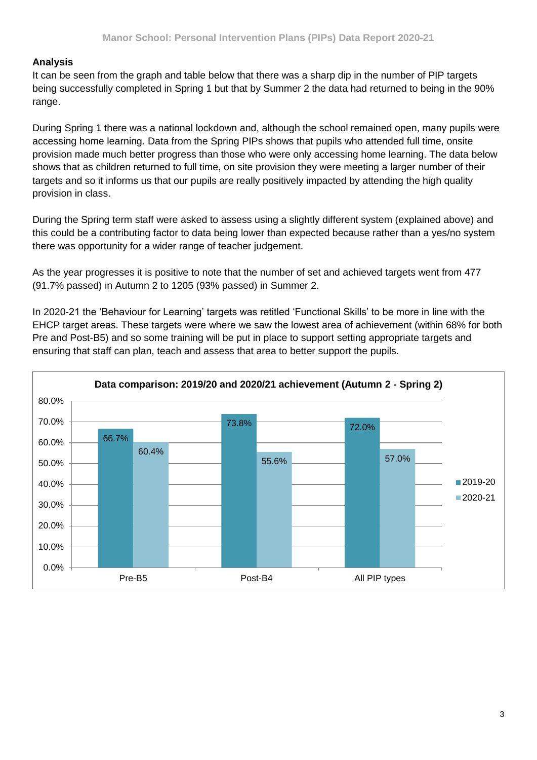**Analysis**

It can be seen from the graph and table below that there was a sharp dip in the number of PIP targets being successfully completed in Spring 1 but that by Summer 2 the data had returned to being in the 90% range.

During Spring 1 there was a national lockdown and, although the school remained open, many pupils were accessing home learning. Data from the Spring PIPs shows that pupils who attended full time, onsite provision made much better progress than those who were only accessing home learning. The data below shows that as children returned to full time, on site provision they were meeting a larger number of their targets and so it informs us that our pupils are really positively impacted by attending the high quality provision in class.

During the Spring term staff were asked to assess using a slightly different system (explained above) and this could be a contributing factor to data being lower than expected because rather than a yes/no system there was opportunity for a wider range of teacher judgement.

As the year progresses it is positive to note that the number of set and achieved targets went from 477 (91.7% passed) in Autumn 2 to 1205 (93% passed) in Summer 2.

In 2020-21 the 'Behaviour for Learning' targets was retitled 'Functional Skills' to be more in line with the EHCP target areas. These targets were where we saw the lowest area of achievement (within 68% for both Pre and Post-B5) and so some training will be put in place to support setting appropriate targets and ensuring that staff can plan, teach and assess that area to better support the pupils.

**Data comparison: 2019/20 and 2020/21 achievement (Autumn 2 - Spring 2)**

| | 2019-20 | 2020-21 |
|---|---|---|
| Pre-B5 | 66.7% | 60.4% |
| Post-B4 | 73.8% | 55.6% |
| All PIP types | 72.0% | 57.0% |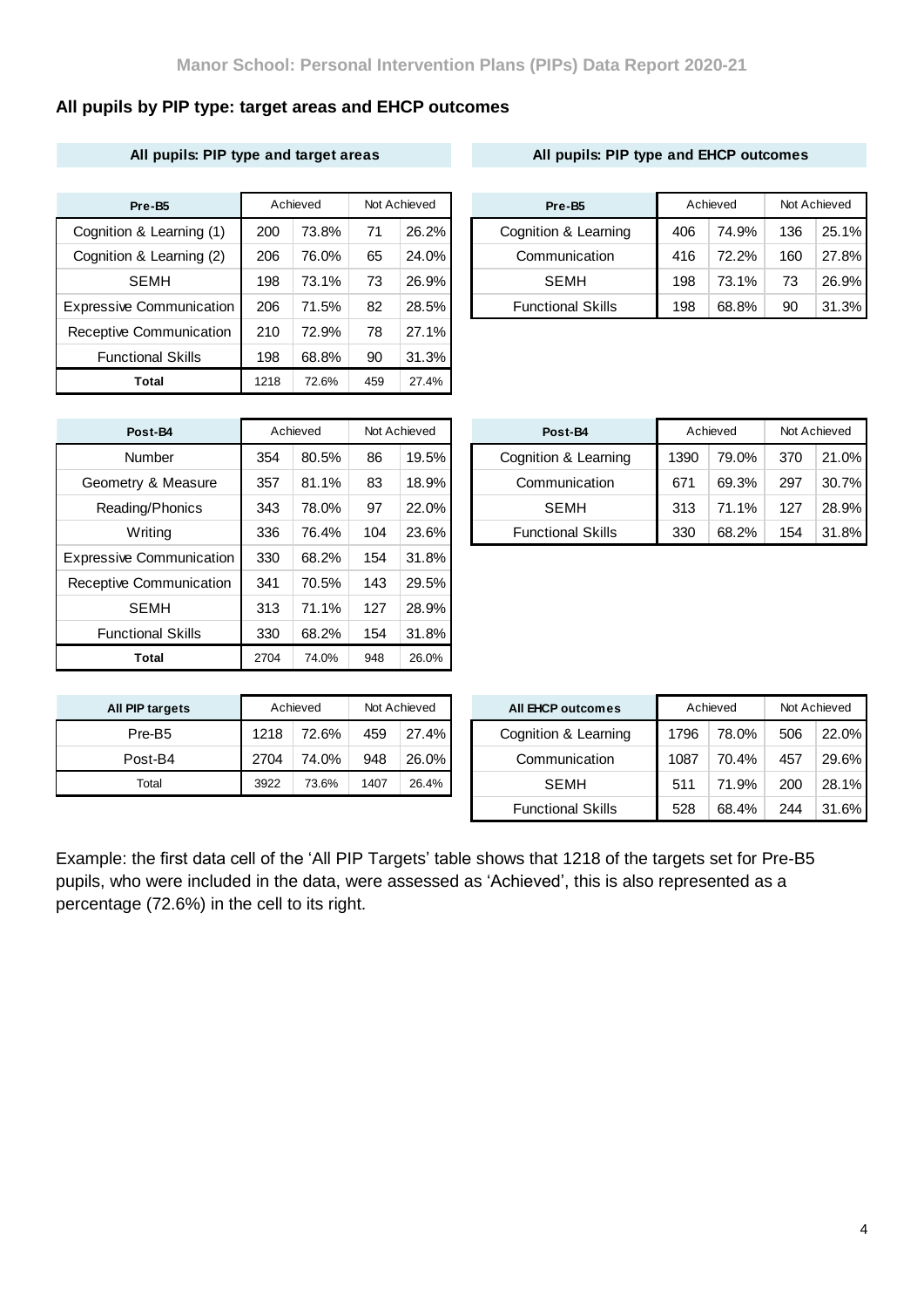## All pupils by PIP type: target areas and EHCP outcomes

### All pupils: PIP type and target areas

| Pre-B5 | Achieved | | Not Achieved | |
|---|---|---|---|---|
| Cognition & Learning (1) | 200 | 73.8% | 71 | 26.2% |
| Cognition & Learning (2) | 206 | 76.0% | 65 | 24.0% |
| SEMH | 198 | 73.1% | 73 | 26.9% |
| Expressive Communication | 206 | 71.5% | 82 | 28.5% |
| Receptive Communication | 210 | 72.9% | 78 | 27.1% |
| Functional Skills | 198 | 68.8% | 90 | 31.3% |
| **Total** | 1218 | 72.6% | 459 | 27.4% |

| Post-B4 | Achieved | | Not Achieved | |
|---|---|---|---|---|
| Number | 354 | 80.5% | 86 | 19.5% |
| Geometry & Measure | 357 | 81.1% | 83 | 18.9% |
| Reading/Phonics | 343 | 78.0% | 97 | 22.0% |
| Writing | 336 | 76.4% | 104 | 23.6% |
| Expressive Communication | 330 | 68.2% | 154 | 31.8% |
| Receptive Communication | 341 | 70.5% | 143 | 29.5% |
| SEMH | 313 | 71.1% | 127 | 28.9% |
| Functional Skills | 330 | 68.2% | 154 | 31.8% |
| **Total** | 2704 | 74.0% | 948 | 26.0% |

| All PIP targets | Achieved | | Not Achieved | |
|---|---|---|---|---|
| Pre-B5 | 1218 | 72.6% | 459 | 27.4% |
| Post-B4 | 2704 | 74.0% | 948 | 26.0% |
| Total | 3922 | 73.6% | 1407 | 26.4% |

### All pupils: PIP type and EHCP outcomes

| Pre-B5 | Achieved | | Not Achieved | |
|---|---|---|---|---|
| Cognition & Learning | 406 | 74.9% | 136 | 25.1% |
| Communication | 416 | 72.2% | 160 | 27.8% |
| SEMH | 198 | 73.1% | 73 | 26.9% |
| Functional Skills | 198 | 68.8% | 90 | 31.3% |

| Post-B4 | Achieved | | Not Achieved | |
|---|---|---|---|---|
| Cognition & Learning | 1390 | 79.0% | 370 | 21.0% |
| Communication | 671 | 69.3% | 297 | 30.7% |
| SEMH | 313 | 71.1% | 127 | 28.9% |
| Functional Skills | 330 | 68.2% | 154 | 31.8% |

| All EHCP outcomes | Achieved | | Not Achieved | |
|---|---|---|---|---|
| Cognition & Learning | 1796 | 78.0% | 506 | 22.0% |
| Communication | 1087 | 70.4% | 457 | 29.6% |
| SEMH | 511 | 71.9% | 200 | 28.1% |
| Functional Skills | 528 | 68.4% | 244 | 31.6% |

Example: the first data cell of the 'All PIP Targets' table shows that 1218 of the targets set for Pre-B5 pupils, who were included in the data, were assessed as 'Achieved', this is also represented as a percentage (72.6%) in the cell to its right.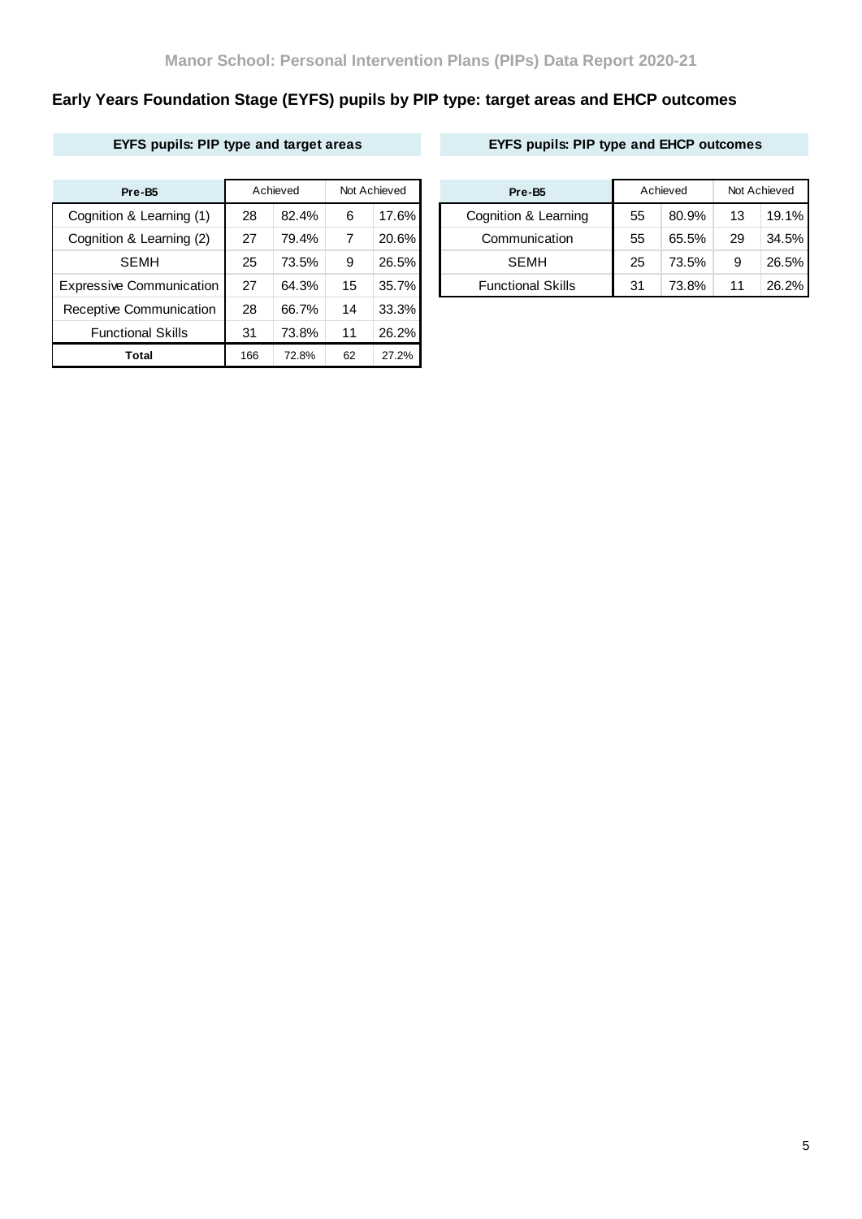## Early Years Foundation Stage (EYFS) pupils by PIP type: target areas and EHCP outcomes

### EYFS pupils: PIP type and target areas

| Pre-B5 | Achieved | | Not Achieved | |
|---|---|---|---|---|
| Cognition & Learning (1) | 28 | 82.4% | 6 | 17.6% |
| Cognition & Learning (2) | 27 | 79.4% | 7 | 20.6% |
| SEMH | 25 | 73.5% | 9 | 26.5% |
| Expressive Communication | 27 | 64.3% | 15 | 35.7% |
| Receptive Communication | 28 | 66.7% | 14 | 33.3% |
| Functional Skills | 31 | 73.8% | 11 | 26.2% |
| **Total** | 166 | 72.8% | 62 | 27.2% |

### EYFS pupils: PIP type and EHCP outcomes

| Pre-B5 | Achieved | | Not Achieved | |
|---|---|---|---|---|
| Cognition & Learning | 55 | 80.9% | 13 | 19.1% |
| Communication | 55 | 65.5% | 29 | 34.5% |
| SEMH | 25 | 73.5% | 9 | 26.5% |
| Functional Skills | 31 | 73.8% | 11 | 26.2% |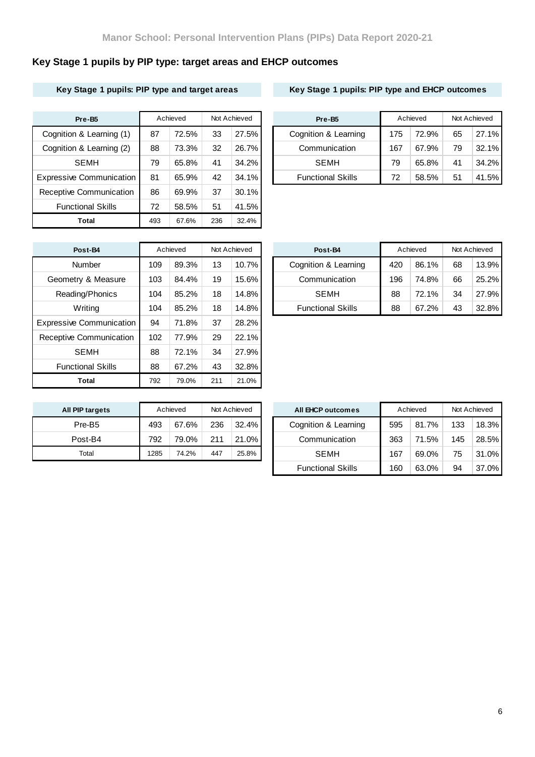## Key Stage 1 pupils by PIP type: target areas and EHCP outcomes

### Key Stage 1 pupils: PIP type and target areas

| Pre-B5 | Achieved | | Not Achieved | |
|---|---|---|---|---|
| Cognition & Learning (1) | 87 | 72.5% | 33 | 27.5% |
| Cognition & Learning (2) | 88 | 73.3% | 32 | 26.7% |
| SEMH | 79 | 65.8% | 41 | 34.2% |
| Expressive Communication | 81 | 65.9% | 42 | 34.1% |
| Receptive Communication | 86 | 69.9% | 37 | 30.1% |
| Functional Skills | 72 | 58.5% | 51 | 41.5% |
| **Total** | 493 | 67.6% | 236 | 32.4% |

| Post-B4 | Achieved | | Not Achieved | |
|---|---|---|---|---|
| Number | 109 | 89.3% | 13 | 10.7% |
| Geometry & Measure | 103 | 84.4% | 19 | 15.6% |
| Reading/Phonics | 104 | 85.2% | 18 | 14.8% |
| Writing | 104 | 85.2% | 18 | 14.8% |
| Expressive Communication | 94 | 71.8% | 37 | 28.2% |
| Receptive Communication | 102 | 77.9% | 29 | 22.1% |
| SEMH | 88 | 72.1% | 34 | 27.9% |
| Functional Skills | 88 | 67.2% | 43 | 32.8% |
| **Total** | 792 | 79.0% | 211 | 21.0% |

| All PIP targets | Achieved | | Not Achieved | |
|---|---|---|---|---|
| Pre-B5 | 493 | 67.6% | 236 | 32.4% |
| Post-B4 | 792 | 79.0% | 211 | 21.0% |
| Total | 1285 | 74.2% | 447 | 25.8% |

### Key Stage 1 pupils: PIP type and EHCP outcomes

| Pre-B5 | Achieved | | Not Achieved | |
|---|---|---|---|---|
| Cognition & Learning | 175 | 72.9% | 65 | 27.1% |
| Communication | 167 | 67.9% | 79 | 32.1% |
| SEMH | 79 | 65.8% | 41 | 34.2% |
| Functional Skills | 72 | 58.5% | 51 | 41.5% |

| Post-B4 | Achieved | | Not Achieved | |
|---|---|---|---|---|
| Cognition & Learning | 420 | 86.1% | 68 | 13.9% |
| Communication | 196 | 74.8% | 66 | 25.2% |
| SEMH | 88 | 72.1% | 34 | 27.9% |
| Functional Skills | 88 | 67.2% | 43 | 32.8% |

| All EHCP outcomes | Achieved | | Not Achieved | |
|---|---|---|---|---|
| Cognition & Learning | 595 | 81.7% | 133 | 18.3% |
| Communication | 363 | 71.5% | 145 | 28.5% |
| SEMH | 167 | 69.0% | 75 | 31.0% |
| Functional Skills | 160 | 63.0% | 94 | 37.0% |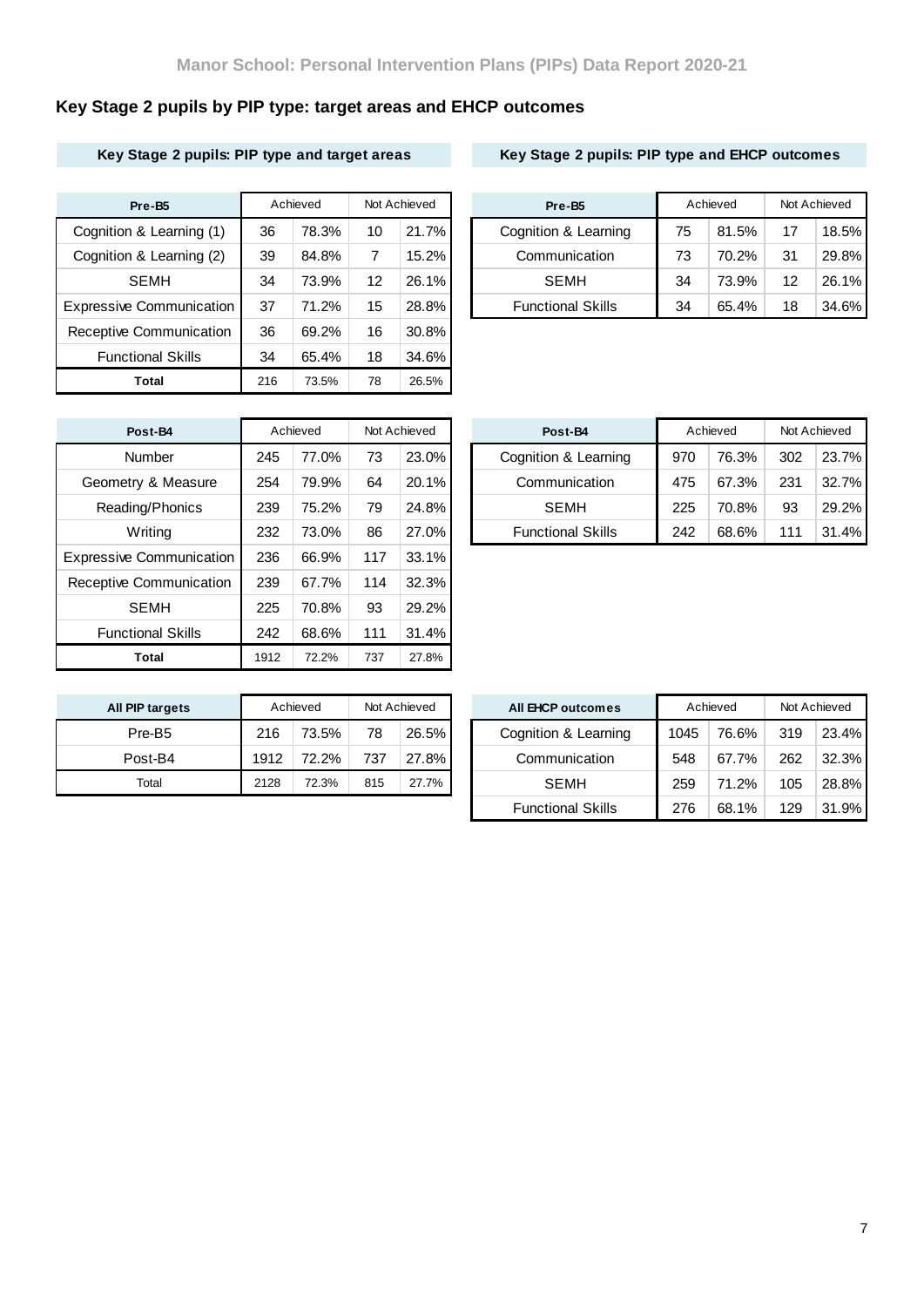## Key Stage 2 pupils by PIP type: target areas and EHCP outcomes

### Key Stage 2 pupils: PIP type and target areas

| Pre-B5 | Achieved | | Not Achieved | |
|---|---|---|---|---|
| Cognition & Learning (1) | 36 | 78.3% | 10 | 21.7% |
| Cognition & Learning (2) | 39 | 84.8% | 7 | 15.2% |
| SEMH | 34 | 73.9% | 12 | 26.1% |
| Expressive Communication | 37 | 71.2% | 15 | 28.8% |
| Receptive Communication | 36 | 69.2% | 16 | 30.8% |
| Functional Skills | 34 | 65.4% | 18 | 34.6% |
| **Total** | 216 | 73.5% | 78 | 26.5% |

| Post-B4 | Achieved | | Not Achieved | |
|---|---|---|---|---|
| Number | 245 | 77.0% | 73 | 23.0% |
| Geometry & Measure | 254 | 79.9% | 64 | 20.1% |
| Reading/Phonics | 239 | 75.2% | 79 | 24.8% |
| Writing | 232 | 73.0% | 86 | 27.0% |
| Expressive Communication | 236 | 66.9% | 117 | 33.1% |
| Receptive Communication | 239 | 67.7% | 114 | 32.3% |
| SEMH | 225 | 70.8% | 93 | 29.2% |
| Functional Skills | 242 | 68.6% | 111 | 31.4% |
| **Total** | 1912 | 72.2% | 737 | 27.8% |

| All PIP targets | Achieved | | Not Achieved | |
|---|---|---|---|---|
| Pre-B5 | 216 | 73.5% | 78 | 26.5% |
| Post-B4 | 1912 | 72.2% | 737 | 27.8% |
| Total | 2128 | 72.3% | 815 | 27.7% |

### Key Stage 2 pupils: PIP type and EHCP outcomes

| Pre-B5 | Achieved | | Not Achieved | |
|---|---|---|---|---|
| Cognition & Learning | 75 | 81.5% | 17 | 18.5% |
| Communication | 73 | 70.2% | 31 | 29.8% |
| SEMH | 34 | 73.9% | 12 | 26.1% |
| Functional Skills | 34 | 65.4% | 18 | 34.6% |

| Post-B4 | Achieved | | Not Achieved | |
|---|---|---|---|---|
| Cognition & Learning | 970 | 76.3% | 302 | 23.7% |
| Communication | 475 | 67.3% | 231 | 32.7% |
| SEMH | 225 | 70.8% | 93 | 29.2% |
| Functional Skills | 242 | 68.6% | 111 | 31.4% |

| All EHCP outcomes | Achieved | | Not Achieved | |
|---|---|---|---|---|
| Cognition & Learning | 1045 | 76.6% | 319 | 23.4% |
| Communication | 548 | 67.7% | 262 | 32.3% |
| SEMH | 259 | 71.2% | 105 | 28.8% |
| Functional Skills | 276 | 68.1% | 129 | 31.9% |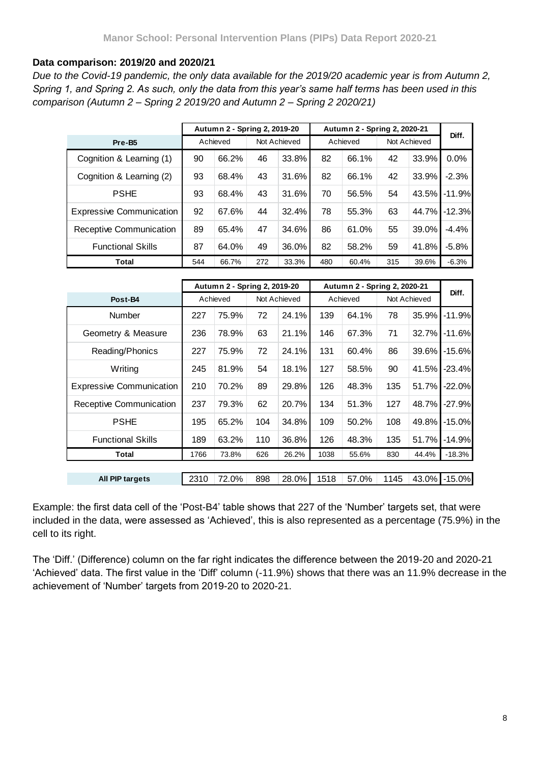**Data comparison: 2019/20 and 2020/21**

*Due to the Covid-19 pandemic, the only data available for the 2019/20 academic year is from Autumn 2, Spring 1, and Spring 2. As such, only the data from this year's same half terms has been used in this comparison (Autumn 2 – Spring 2 2019/20 and Autumn 2 – Spring 2 2020/21)*

| | Autumn 2 - Spring 2, 2019-20 | | | | Autumn 2 - Spring 2, 2020-21 | | | | Diff. |
|---|---|---|---|---|---|---|---|---|---|
| **Pre-B5** | Achieved | | Not Achieved | | Achieved | | Not Achieved | | |
| Cognition & Learning (1) | 90 | 66.2% | 46 | 33.8% | 82 | 66.1% | 42 | 33.9% | 0.0% |
| Cognition & Learning (2) | 93 | 68.4% | 43 | 31.6% | 82 | 66.1% | 42 | 33.9% | -2.3% |
| PSHE | 93 | 68.4% | 43 | 31.6% | 70 | 56.5% | 54 | 43.5% | -11.9% |
| Expressive Communication | 92 | 67.6% | 44 | 32.4% | 78 | 55.3% | 63 | 44.7% | -12.3% |
| Receptive Communication | 89 | 65.4% | 47 | 34.6% | 86 | 61.0% | 55 | 39.0% | -4.4% |
| Functional Skills | 87 | 64.0% | 49 | 36.0% | 82 | 58.2% | 59 | 41.8% | -5.8% |
| **Total** | 544 | 66.7% | 272 | 33.3% | 480 | 60.4% | 315 | 39.6% | -6.3% |

| | Autumn 2 - Spring 2, 2019-20 | | | | Autumn 2 - Spring 2, 2020-21 | | | | Diff. |
|---|---|---|---|---|---|---|---|---|---|
| **Post-B4** | Achieved | | Not Achieved | | Achieved | | Not Achieved | | |
| Number | 227 | 75.9% | 72 | 24.1% | 139 | 64.1% | 78 | 35.9% | -11.9% |
| Geometry & Measure | 236 | 78.9% | 63 | 21.1% | 146 | 67.3% | 71 | 32.7% | -11.6% |
| Reading/Phonics | 227 | 75.9% | 72 | 24.1% | 131 | 60.4% | 86 | 39.6% | -15.6% |
| Writing | 245 | 81.9% | 54 | 18.1% | 127 | 58.5% | 90 | 41.5% | -23.4% |
| Expressive Communication | 210 | 70.2% | 89 | 29.8% | 126 | 48.3% | 135 | 51.7% | -22.0% |
| Receptive Communication | 237 | 79.3% | 62 | 20.7% | 134 | 51.3% | 127 | 48.7% | -27.9% |
| PSHE | 195 | 65.2% | 104 | 34.8% | 109 | 50.2% | 108 | 49.8% | -15.0% |
| Functional Skills | 189 | 63.2% | 110 | 36.8% | 126 | 48.3% | 135 | 51.7% | -14.9% |
| **Total** | 1766 | 73.8% | 626 | 26.2% | 1038 | 55.6% | 830 | 44.4% | -18.3% |
| | | | | | | | | | |
| **All PIP targets** | 2310 | 72.0% | 898 | 28.0% | 1518 | 57.0% | 1145 | 43.0% | -15.0% |

Example: the first data cell of the 'Post-B4' table shows that 227 of the 'Number' targets set, that were included in the data, were assessed as 'Achieved', this is also represented as a percentage (75.9%) in the cell to its right.

The 'Diff.' (Difference) column on the far right indicates the difference between the 2019-20 and 2020-21 'Achieved' data. The first value in the 'Diff' column (-11.9%) shows that there was an 11.9% decrease in the achievement of 'Number' targets from 2019-20 to 2020-21.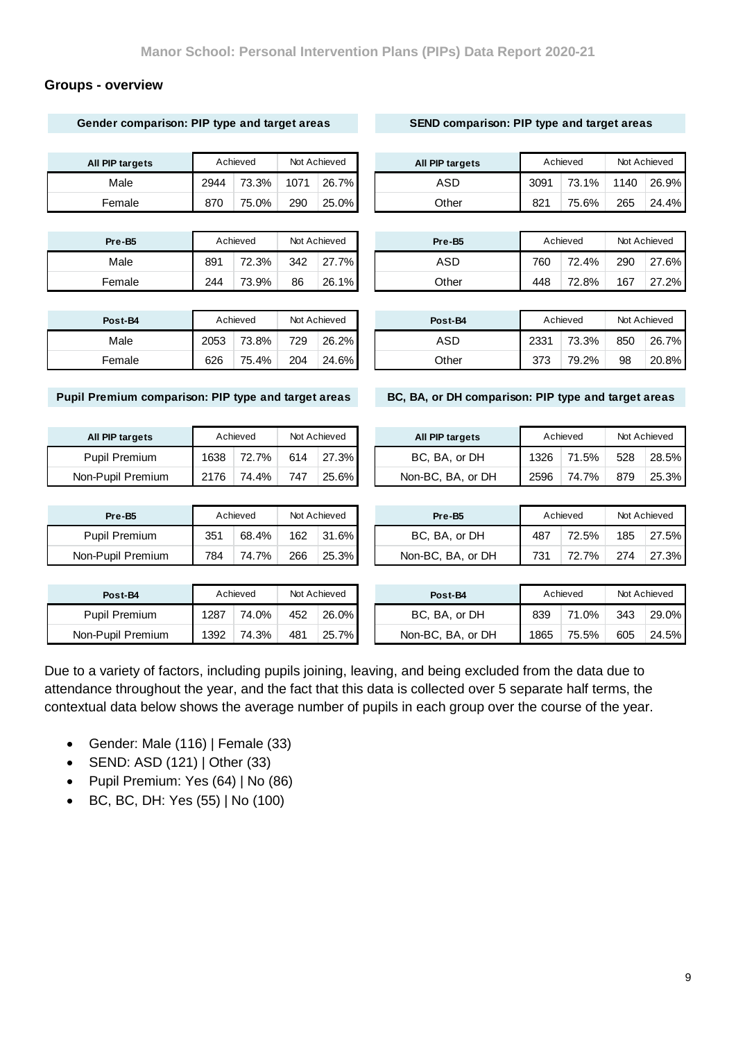## Groups - overview

**Gender comparison: PIP type and target areas**

| All PIP targets | Achieved | | Not Achieved | |
|---|---|---|---|---|
| Male | 2944 | 73.3% | 1071 | 26.7% |
| Female | 870 | 75.0% | 290 | 25.0% |

| Pre-B5 | Achieved | | Not Achieved | |
|---|---|---|---|---|
| Male | 891 | 72.3% | 342 | 27.7% |
| Female | 244 | 73.9% | 86 | 26.1% |

| Post-B4 | Achieved | | Not Achieved | |
|---|---|---|---|---|
| Male | 2053 | 73.8% | 729 | 26.2% |
| Female | 626 | 75.4% | 204 | 24.6% |

**SEND comparison: PIP type and target areas**

| All PIP targets | Achieved | | Not Achieved | |
|---|---|---|---|---|
| ASD | 3091 | 73.1% | 1140 | 26.9% |
| Other | 821 | 75.6% | 265 | 24.4% |

| Pre-B5 | Achieved | | Not Achieved | |
|---|---|---|---|---|
| ASD | 760 | 72.4% | 290 | 27.6% |
| Other | 448 | 72.8% | 167 | 27.2% |

| Post-B4 | Achieved | | Not Achieved | |
|---|---|---|---|---|
| ASD | 2331 | 73.3% | 850 | 26.7% |
| Other | 373 | 79.2% | 98 | 20.8% |

**Pupil Premium comparison: PIP type and target areas**

| All PIP targets | Achieved | | Not Achieved | |
|---|---|---|---|---|
| Pupil Premium | 1638 | 72.7% | 614 | 27.3% |
| Non-Pupil Premium | 2176 | 74.4% | 747 | 25.6% |

| Pre-B5 | Achieved | | Not Achieved | |
|---|---|---|---|---|
| Pupil Premium | 351 | 68.4% | 162 | 31.6% |
| Non-Pupil Premium | 784 | 74.7% | 266 | 25.3% |

| Post-B4 | Achieved | | Not Achieved | |
|---|---|---|---|---|
| Pupil Premium | 1287 | 74.0% | 452 | 26.0% |
| Non-Pupil Premium | 1392 | 74.3% | 481 | 25.7% |

**BC, BA, or DH comparison: PIP type and target areas**

| All PIP targets | Achieved | | Not Achieved | |
|---|---|---|---|---|
| BC, BA, or DH | 1326 | 71.5% | 528 | 28.5% |
| Non-BC, BA, or DH | 2596 | 74.7% | 879 | 25.3% |

| Pre-B5 | Achieved | | Not Achieved | |
|---|---|---|---|---|
| BC, BA, or DH | 487 | 72.5% | 185 | 27.5% |
| Non-BC, BA, or DH | 731 | 72.7% | 274 | 27.3% |

| Post-B4 | Achieved | | Not Achieved | |
|---|---|---|---|---|
| BC, BA, or DH | 839 | 71.0% | 343 | 29.0% |
| Non-BC, BA, or DH | 1865 | 75.5% | 605 | 24.5% |

Due to a variety of factors, including pupils joining, leaving, and being excluded from the data due to attendance throughout the year, and the fact that this data is collected over 5 separate half terms, the contextual data below shows the average number of pupils in each group over the course of the year.

- Gender: Male (116) | Female (33)
- SEND: ASD (121) | Other (33)
- Pupil Premium: Yes (64) | No (86)
- BC, BC, DH: Yes (55) | No (100)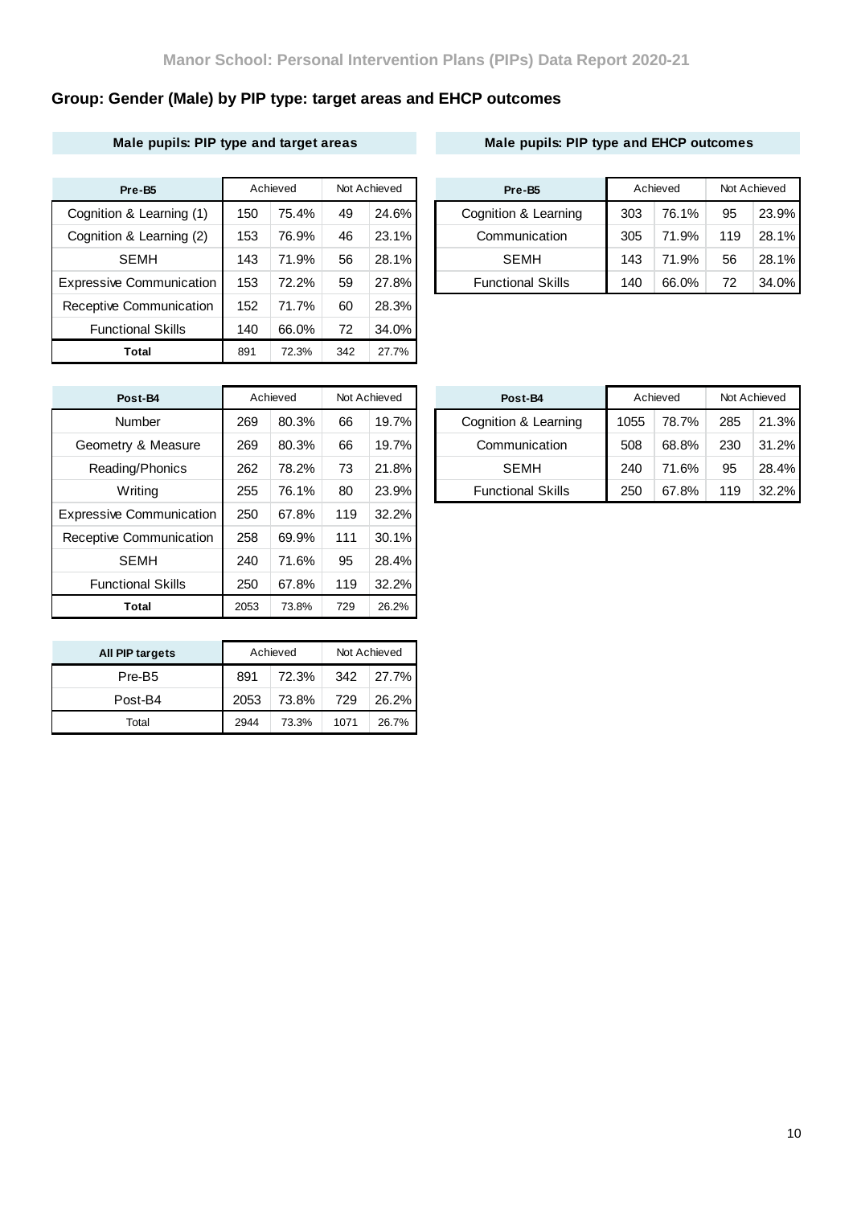## Group: Gender (Male) by PIP type: target areas and EHCP outcomes

### Male pupils: PIP type and target areas

| Pre-B5 | Achieved | | Not Achieved | |
|---|---|---|---|---|
| Cognition & Learning (1) | 150 | 75.4% | 49 | 24.6% |
| Cognition & Learning (2) | 153 | 76.9% | 46 | 23.1% |
| SEMH | 143 | 71.9% | 56 | 28.1% |
| Expressive Communication | 153 | 72.2% | 59 | 27.8% |
| Receptive Communication | 152 | 71.7% | 60 | 28.3% |
| Functional Skills | 140 | 66.0% | 72 | 34.0% |
| **Total** | 891 | 72.3% | 342 | 27.7% |

| Post-B4 | Achieved | | Not Achieved | |
|---|---|---|---|---|
| Number | 269 | 80.3% | 66 | 19.7% |
| Geometry & Measure | 269 | 80.3% | 66 | 19.7% |
| Reading/Phonics | 262 | 78.2% | 73 | 21.8% |
| Writing | 255 | 76.1% | 80 | 23.9% |
| Expressive Communication | 250 | 67.8% | 119 | 32.2% |
| Receptive Communication | 258 | 69.9% | 111 | 30.1% |
| SEMH | 240 | 71.6% | 95 | 28.4% |
| Functional Skills | 250 | 67.8% | 119 | 32.2% |
| **Total** | 2053 | 73.8% | 729 | 26.2% |

| All PIP targets | Achieved | | Not Achieved | |
|---|---|---|---|---|
| Pre-B5 | 891 | 72.3% | 342 | 27.7% |
| Post-B4 | 2053 | 73.8% | 729 | 26.2% |
| Total | 2944 | 73.3% | 1071 | 26.7% |

### Male pupils: PIP type and EHCP outcomes

| Pre-B5 | Achieved | | Not Achieved | |
|---|---|---|---|---|
| Cognition & Learning | 303 | 76.1% | 95 | 23.9% |
| Communication | 305 | 71.9% | 119 | 28.1% |
| SEMH | 143 | 71.9% | 56 | 28.1% |
| Functional Skills | 140 | 66.0% | 72 | 34.0% |

| Post-B4 | Achieved | | Not Achieved | |
|---|---|---|---|---|
| Cognition & Learning | 1055 | 78.7% | 285 | 21.3% |
| Communication | 508 | 68.8% | 230 | 31.2% |
| SEMH | 240 | 71.6% | 95 | 28.4% |
| Functional Skills | 250 | 67.8% | 119 | 32.2% |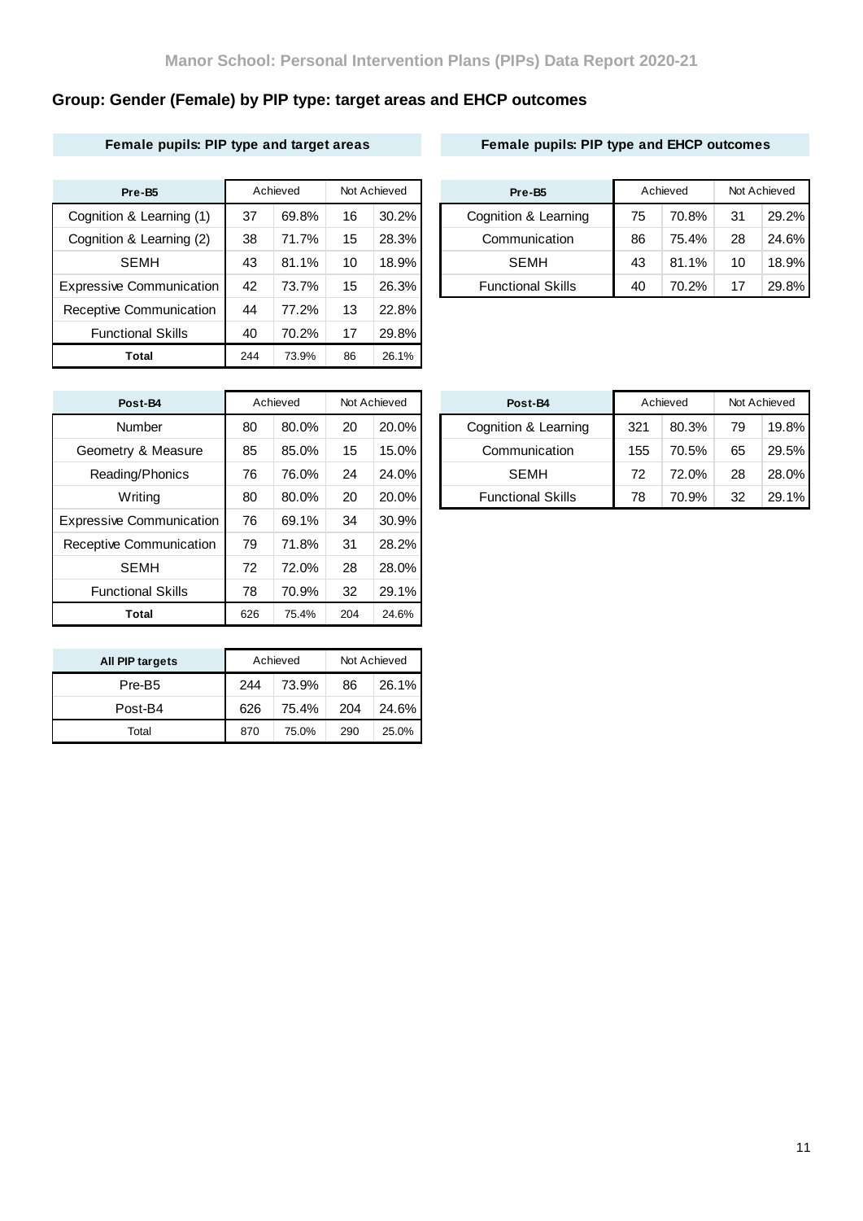Manor School: Personal Intervention Plans (PIPs) Data Report 2020-21

## Group: Gender (Female) by PIP type: target areas and EHCP outcomes

### Female pupils: PIP type and target areas

| Pre-B5 | Achieved | | Not Achieved | |
|---|---|---|---|---|
| Cognition & Learning (1) | 37 | 69.8% | 16 | 30.2% |
| Cognition & Learning (2) | 38 | 71.7% | 15 | 28.3% |
| SEMH | 43 | 81.1% | 10 | 18.9% |
| Expressive Communication | 42 | 73.7% | 15 | 26.3% |
| Receptive Communication | 44 | 77.2% | 13 | 22.8% |
| Functional Skills | 40 | 70.2% | 17 | 29.8% |
| **Total** | 244 | 73.9% | 86 | 26.1% |

| Post-B4 | Achieved | | Not Achieved | |
|---|---|---|---|---|
| Number | 80 | 80.0% | 20 | 20.0% |
| Geometry & Measure | 85 | 85.0% | 15 | 15.0% |
| Reading/Phonics | 76 | 76.0% | 24 | 24.0% |
| Writing | 80 | 80.0% | 20 | 20.0% |
| Expressive Communication | 76 | 69.1% | 34 | 30.9% |
| Receptive Communication | 79 | 71.8% | 31 | 28.2% |
| SEMH | 72 | 72.0% | 28 | 28.0% |
| Functional Skills | 78 | 70.9% | 32 | 29.1% |
| **Total** | 626 | 75.4% | 204 | 24.6% |

| All PIP targets | Achieved | | Not Achieved | |
|---|---|---|---|---|
| Pre-B5 | 244 | 73.9% | 86 | 26.1% |
| Post-B4 | 626 | 75.4% | 204 | 24.6% |
| Total | 870 | 75.0% | 290 | 25.0% |

### Female pupils: PIP type and EHCP outcomes

| Pre-B5 | Achieved | | Not Achieved | |
|---|---|---|---|---|
| Cognition & Learning | 75 | 70.8% | 31 | 29.2% |
| Communication | 86 | 75.4% | 28 | 24.6% |
| SEMH | 43 | 81.1% | 10 | 18.9% |
| Functional Skills | 40 | 70.2% | 17 | 29.8% |

| Post-B4 | Achieved | | Not Achieved | |
|---|---|---|---|---|
| Cognition & Learning | 321 | 80.3% | 79 | 19.8% |
| Communication | 155 | 70.5% | 65 | 29.5% |
| SEMH | 72 | 72.0% | 28 | 28.0% |
| Functional Skills | 78 | 70.9% | 32 | 29.1% |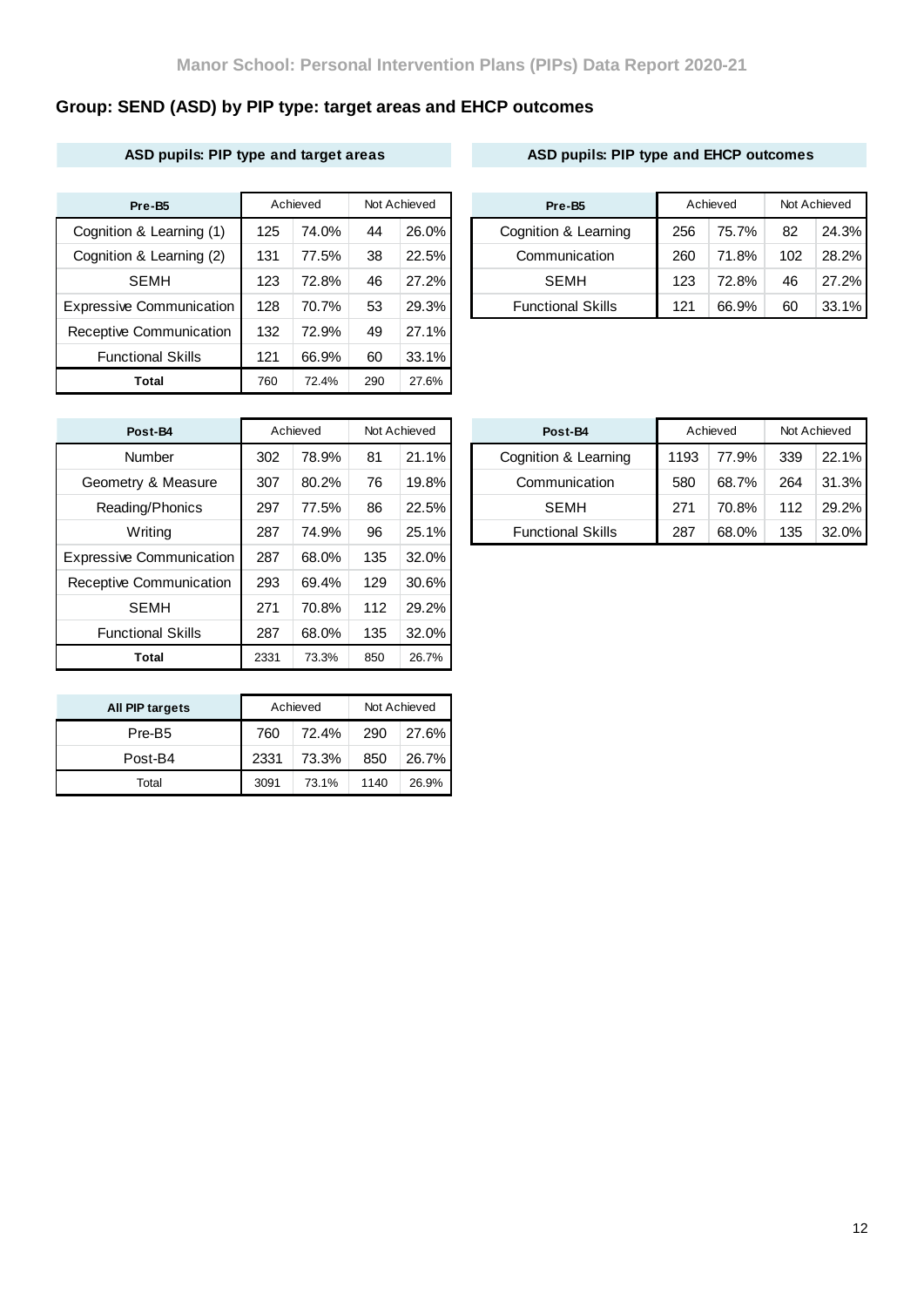## Manor School: Personal Intervention Plans (PIPs) Data Report 2020-21

### Group: SEND (ASD) by PIP type: target areas and EHCP outcomes

#### ASD pupils: PIP type and target areas

| Pre-B5 | Achieved | | Not Achieved | |
|---|---|---|---|---|
| Cognition & Learning (1) | 125 | 74.0% | 44 | 26.0% |
| Cognition & Learning (2) | 131 | 77.5% | 38 | 22.5% |
| SEMH | 123 | 72.8% | 46 | 27.2% |
| Expressive Communication | 128 | 70.7% | 53 | 29.3% |
| Receptive Communication | 132 | 72.9% | 49 | 27.1% |
| Functional Skills | 121 | 66.9% | 60 | 33.1% |
| **Total** | 760 | 72.4% | 290 | 27.6% |

| Post-B4 | Achieved | | Not Achieved | |
|---|---|---|---|---|
| Number | 302 | 78.9% | 81 | 21.1% |
| Geometry & Measure | 307 | 80.2% | 76 | 19.8% |
| Reading/Phonics | 297 | 77.5% | 86 | 22.5% |
| Writing | 287 | 74.9% | 96 | 25.1% |
| Expressive Communication | 287 | 68.0% | 135 | 32.0% |
| Receptive Communication | 293 | 69.4% | 129 | 30.6% |
| SEMH | 271 | 70.8% | 112 | 29.2% |
| Functional Skills | 287 | 68.0% | 135 | 32.0% |
| **Total** | 2331 | 73.3% | 850 | 26.7% |

| All PIP targets | Achieved | | Not Achieved | |
|---|---|---|---|---|
| Pre-B5 | 760 | 72.4% | 290 | 27.6% |
| Post-B4 | 2331 | 73.3% | 850 | 26.7% |
| Total | 3091 | 73.1% | 1140 | 26.9% |

#### ASD pupils: PIP type and EHCP outcomes

| Pre-B5 | Achieved | | Not Achieved | |
|---|---|---|---|---|
| Cognition & Learning | 256 | 75.7% | 82 | 24.3% |
| Communication | 260 | 71.8% | 102 | 28.2% |
| SEMH | 123 | 72.8% | 46 | 27.2% |
| Functional Skills | 121 | 66.9% | 60 | 33.1% |

| Post-B4 | Achieved | | Not Achieved | |
|---|---|---|---|---|
| Cognition & Learning | 1193 | 77.9% | 339 | 22.1% |
| Communication | 580 | 68.7% | 264 | 31.3% |
| SEMH | 271 | 70.8% | 112 | 29.2% |
| Functional Skills | 287 | 68.0% | 135 | 32.0% |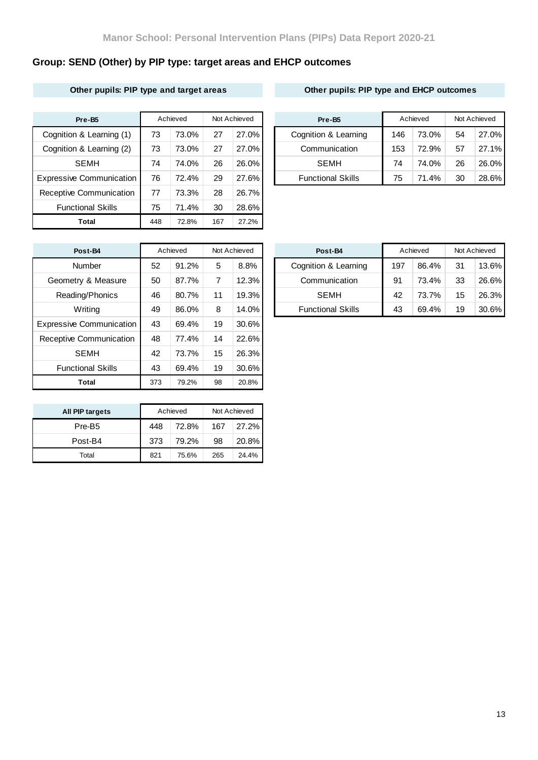Manor School: Personal Intervention Plans (PIPs) Data Report 2020-21

## Group: SEND (Other) by PIP type: target areas and EHCP outcomes

### Other pupils: PIP type and target areas

| Pre-B5 | Achieved | | Not Achieved | |
|---|---|---|---|---|
| Cognition & Learning (1) | 73 | 73.0% | 27 | 27.0% |
| Cognition & Learning (2) | 73 | 73.0% | 27 | 27.0% |
| SEMH | 74 | 74.0% | 26 | 26.0% |
| Expressive Communication | 76 | 72.4% | 29 | 27.6% |
| Receptive Communication | 77 | 73.3% | 28 | 26.7% |
| Functional Skills | 75 | 71.4% | 30 | 28.6% |
| **Total** | 448 | 72.8% | 167 | 27.2% |

| Post-B4 | Achieved | | Not Achieved | |
|---|---|---|---|---|
| Number | 52 | 91.2% | 5 | 8.8% |
| Geometry & Measure | 50 | 87.7% | 7 | 12.3% |
| Reading/Phonics | 46 | 80.7% | 11 | 19.3% |
| Writing | 49 | 86.0% | 8 | 14.0% |
| Expressive Communication | 43 | 69.4% | 19 | 30.6% |
| Receptive Communication | 48 | 77.4% | 14 | 22.6% |
| SEMH | 42 | 73.7% | 15 | 26.3% |
| Functional Skills | 43 | 69.4% | 19 | 30.6% |
| **Total** | 373 | 79.2% | 98 | 20.8% |

| All PIP targets | Achieved | | Not Achieved | |
|---|---|---|---|---|
| Pre-B5 | 448 | 72.8% | 167 | 27.2% |
| Post-B4 | 373 | 79.2% | 98 | 20.8% |
| Total | 821 | 75.6% | 265 | 24.4% |

### Other pupils: PIP type and EHCP outcomes

| Pre-B5 | Achieved | | Not Achieved | |
|---|---|---|---|---|
| Cognition & Learning | 146 | 73.0% | 54 | 27.0% |
| Communication | 153 | 72.9% | 57 | 27.1% |
| SEMH | 74 | 74.0% | 26 | 26.0% |
| Functional Skills | 75 | 71.4% | 30 | 28.6% |

| Post-B4 | Achieved | | Not Achieved | |
|---|---|---|---|---|
| Cognition & Learning | 197 | 86.4% | 31 | 13.6% |
| Communication | 91 | 73.4% | 33 | 26.6% |
| SEMH | 42 | 73.7% | 15 | 26.3% |
| Functional Skills | 43 | 69.4% | 19 | 30.6% |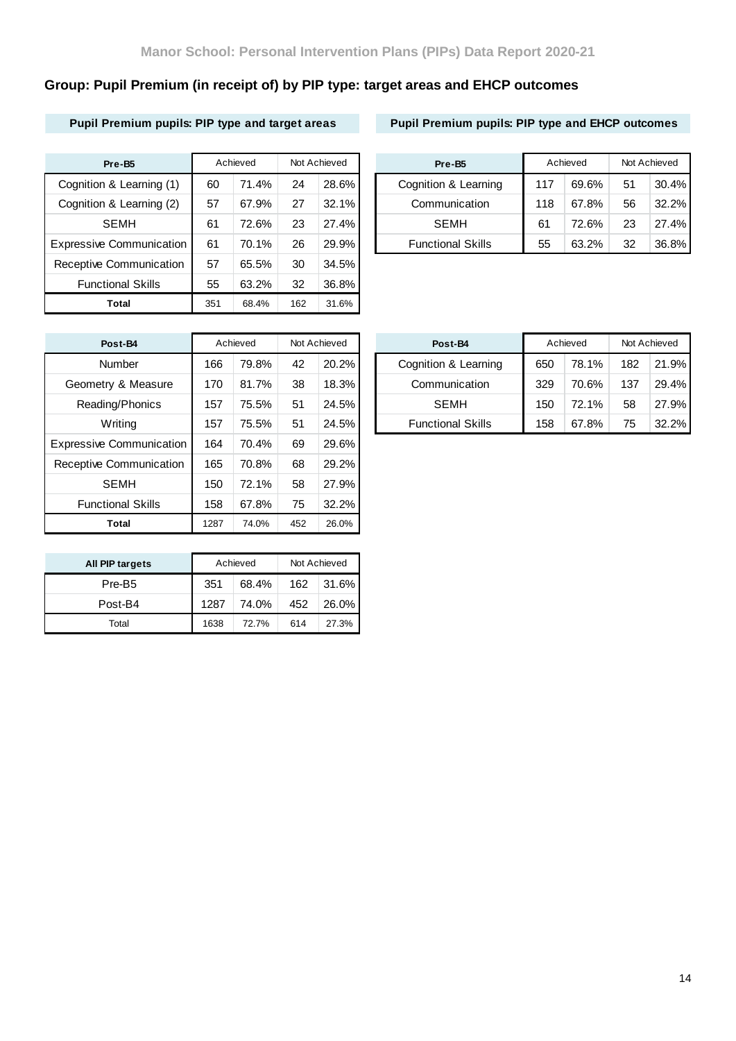## Manor School: Personal Intervention Plans (PIPs) Data Report 2020-21

### Group: Pupil Premium (in receipt of) by PIP type: target areas and EHCP outcomes

#### Pupil Premium pupils: PIP type and target areas

| Pre-B5 | Achieved | | Not Achieved | |
|---|---|---|---|---|
| Cognition & Learning (1) | 60 | 71.4% | 24 | 28.6% |
| Cognition & Learning (2) | 57 | 67.9% | 27 | 32.1% |
| SEMH | 61 | 72.6% | 23 | 27.4% |
| Expressive Communication | 61 | 70.1% | 26 | 29.9% |
| Receptive Communication | 57 | 65.5% | 30 | 34.5% |
| Functional Skills | 55 | 63.2% | 32 | 36.8% |
| **Total** | 351 | 68.4% | 162 | 31.6% |

| Post-B4 | Achieved | | Not Achieved | |
|---|---|---|---|---|
| Number | 166 | 79.8% | 42 | 20.2% |
| Geometry & Measure | 170 | 81.7% | 38 | 18.3% |
| Reading/Phonics | 157 | 75.5% | 51 | 24.5% |
| Writing | 157 | 75.5% | 51 | 24.5% |
| Expressive Communication | 164 | 70.4% | 69 | 29.6% |
| Receptive Communication | 165 | 70.8% | 68 | 29.2% |
| SEMH | 150 | 72.1% | 58 | 27.9% |
| Functional Skills | 158 | 67.8% | 75 | 32.2% |
| **Total** | 1287 | 74.0% | 452 | 26.0% |

| All PIP targets | Achieved | | Not Achieved | |
|---|---|---|---|---|
| Pre-B5 | 351 | 68.4% | 162 | 31.6% |
| Post-B4 | 1287 | 74.0% | 452 | 26.0% |
| Total | 1638 | 72.7% | 614 | 27.3% |

#### Pupil Premium pupils: PIP type and EHCP outcomes

| Pre-B5 | Achieved | | Not Achieved | |
|---|---|---|---|---|
| Cognition & Learning | 117 | 69.6% | 51 | 30.4% |
| Communication | 118 | 67.8% | 56 | 32.2% |
| SEMH | 61 | 72.6% | 23 | 27.4% |
| Functional Skills | 55 | 63.2% | 32 | 36.8% |

| Post-B4 | Achieved | | Not Achieved | |
|---|---|---|---|---|
| Cognition & Learning | 650 | 78.1% | 182 | 21.9% |
| Communication | 329 | 70.6% | 137 | 29.4% |
| SEMH | 150 | 72.1% | 58 | 27.9% |
| Functional Skills | 158 | 67.8% | 75 | 32.2% |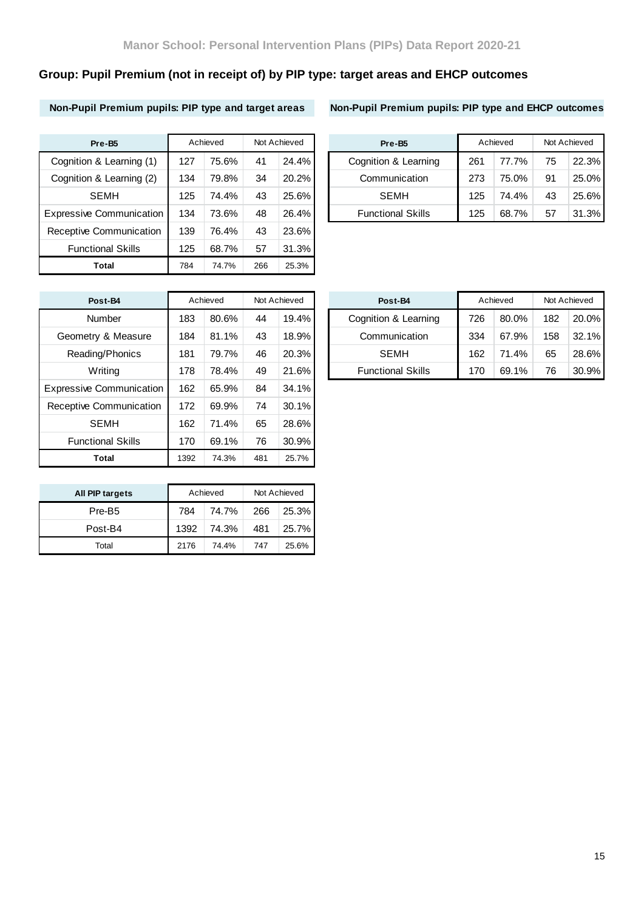## Group: Pupil Premium (not in receipt of) by PIP type: target areas and EHCP outcomes

### Non-Pupil Premium pupils: PIP type and target areas

| Pre-B5 | Achieved | | Not Achieved | |
|---|---|---|---|---|
| Cognition & Learning (1) | 127 | 75.6% | 41 | 24.4% |
| Cognition & Learning (2) | 134 | 79.8% | 34 | 20.2% |
| SEMH | 125 | 74.4% | 43 | 25.6% |
| Expressive Communication | 134 | 73.6% | 48 | 26.4% |
| Receptive Communication | 139 | 76.4% | 43 | 23.6% |
| Functional Skills | 125 | 68.7% | 57 | 31.3% |
| **Total** | 784 | 74.7% | 266 | 25.3% |

| Post-B4 | Achieved | | Not Achieved | |
|---|---|---|---|---|
| Number | 183 | 80.6% | 44 | 19.4% |
| Geometry & Measure | 184 | 81.1% | 43 | 18.9% |
| Reading/Phonics | 181 | 79.7% | 46 | 20.3% |
| Writing | 178 | 78.4% | 49 | 21.6% |
| Expressive Communication | 162 | 65.9% | 84 | 34.1% |
| Receptive Communication | 172 | 69.9% | 74 | 30.1% |
| SEMH | 162 | 71.4% | 65 | 28.6% |
| Functional Skills | 170 | 69.1% | 76 | 30.9% |
| **Total** | 1392 | 74.3% | 481 | 25.7% |

| All PIP targets | Achieved | | Not Achieved | |
|---|---|---|---|---|
| Pre-B5 | 784 | 74.7% | 266 | 25.3% |
| Post-B4 | 1392 | 74.3% | 481 | 25.7% |
| Total | 2176 | 74.4% | 747 | 25.6% |

### Non-Pupil Premium pupils: PIP type and EHCP outcomes

| Pre-B5 | Achieved | | Not Achieved | |
|---|---|---|---|---|
| Cognition & Learning | 261 | 77.7% | 75 | 22.3% |
| Communication | 273 | 75.0% | 91 | 25.0% |
| SEMH | 125 | 74.4% | 43 | 25.6% |
| Functional Skills | 125 | 68.7% | 57 | 31.3% |

| Post-B4 | Achieved | | Not Achieved | |
|---|---|---|---|---|
| Cognition & Learning | 726 | 80.0% | 182 | 20.0% |
| Communication | 334 | 67.9% | 158 | 32.1% |
| SEMH | 162 | 71.4% | 65 | 28.6% |
| Functional Skills | 170 | 69.1% | 76 | 30.9% |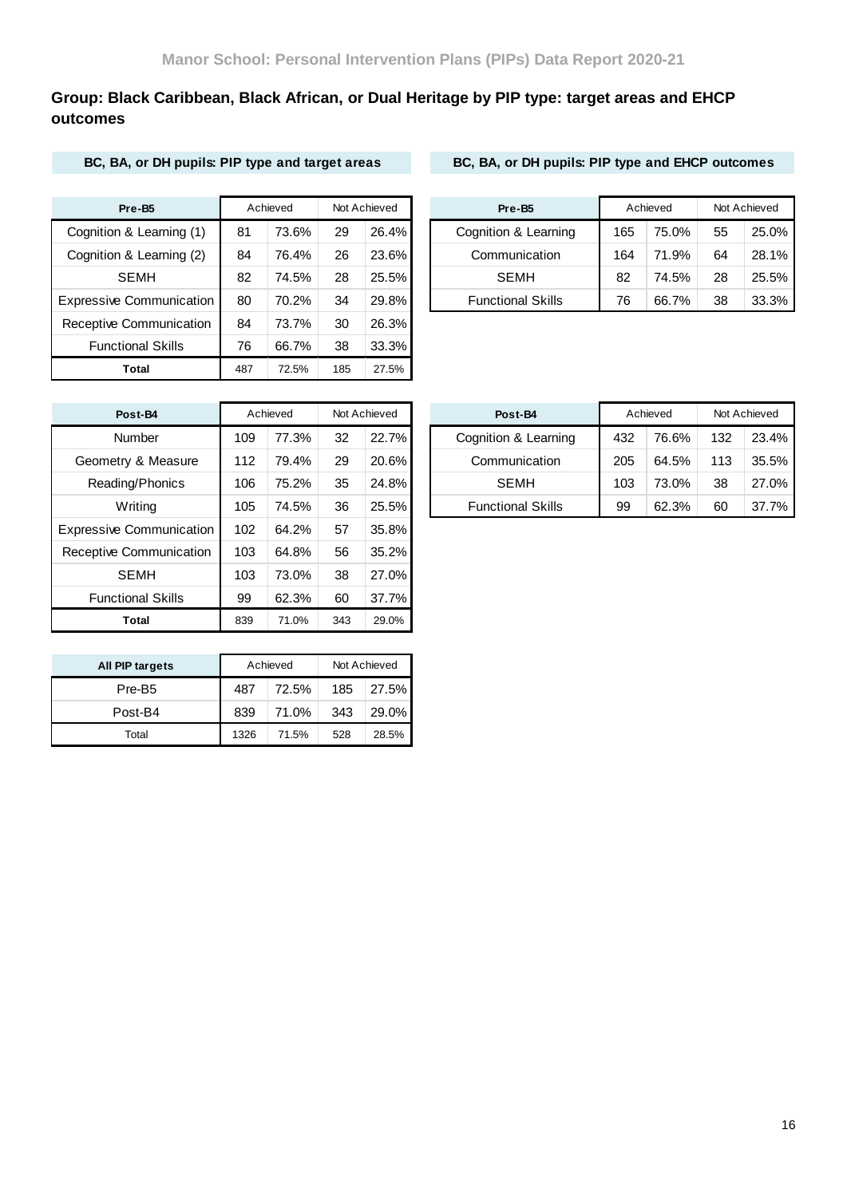## Group: Black Caribbean, Black African, or Dual Heritage by PIP type: target areas and EHCP outcomes

### BC, BA, or DH pupils: PIP type and target areas

| Pre-B5 | Achieved | | Not Achieved | |
|---|---|---|---|---|
| Cognition & Learning (1) | 81 | 73.6% | 29 | 26.4% |
| Cognition & Learning (2) | 84 | 76.4% | 26 | 23.6% |
| SEMH | 82 | 74.5% | 28 | 25.5% |
| Expressive Communication | 80 | 70.2% | 34 | 29.8% |
| Receptive Communication | 84 | 73.7% | 30 | 26.3% |
| Functional Skills | 76 | 66.7% | 38 | 33.3% |
| **Total** | 487 | 72.5% | 185 | 27.5% |

| Post-B4 | Achieved | | Not Achieved | |
|---|---|---|---|---|
| Number | 109 | 77.3% | 32 | 22.7% |
| Geometry & Measure | 112 | 79.4% | 29 | 20.6% |
| Reading/Phonics | 106 | 75.2% | 35 | 24.8% |
| Writing | 105 | 74.5% | 36 | 25.5% |
| Expressive Communication | 102 | 64.2% | 57 | 35.8% |
| Receptive Communication | 103 | 64.8% | 56 | 35.2% |
| SEMH | 103 | 73.0% | 38 | 27.0% |
| Functional Skills | 99 | 62.3% | 60 | 37.7% |
| **Total** | 839 | 71.0% | 343 | 29.0% |

| All PIP targets | Achieved | | Not Achieved | |
|---|---|---|---|---|
| Pre-B5 | 487 | 72.5% | 185 | 27.5% |
| Post-B4 | 839 | 71.0% | 343 | 29.0% |
| Total | 1326 | 71.5% | 528 | 28.5% |

### BC, BA, or DH pupils: PIP type and EHCP outcomes

| Pre-B5 | Achieved | | Not Achieved | |
|---|---|---|---|---|
| Cognition & Learning | 165 | 75.0% | 55 | 25.0% |
| Communication | 164 | 71.9% | 64 | 28.1% |
| SEMH | 82 | 74.5% | 28 | 25.5% |
| Functional Skills | 76 | 66.7% | 38 | 33.3% |

| Post-B4 | Achieved | | Not Achieved | |
|---|---|---|---|---|
| Cognition & Learning | 432 | 76.6% | 132 | 23.4% |
| Communication | 205 | 64.5% | 113 | 35.5% |
| SEMH | 103 | 73.0% | 38 | 27.0% |
| Functional Skills | 99 | 62.3% | 60 | 37.7% |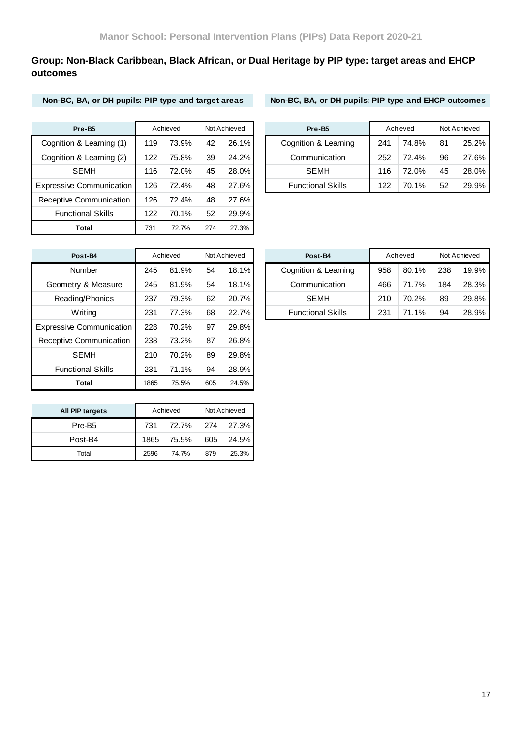## Group: Non-Black Caribbean, Black African, or Dual Heritage by PIP type: target areas and EHCP outcomes

### Non-BC, BA, or DH pupils: PIP type and target areas

| Pre-B5 | Achieved | | Not Achieved | |
|---|---|---|---|---|
| Cognition & Learning (1) | 119 | 73.9% | 42 | 26.1% |
| Cognition & Learning (2) | 122 | 75.8% | 39 | 24.2% |
| SEMH | 116 | 72.0% | 45 | 28.0% |
| Expressive Communication | 126 | 72.4% | 48 | 27.6% |
| Receptive Communication | 126 | 72.4% | 48 | 27.6% |
| Functional Skills | 122 | 70.1% | 52 | 29.9% |
| **Total** | 731 | 72.7% | 274 | 27.3% |

| Post-B4 | Achieved | | Not Achieved | |
|---|---|---|---|---|
| Number | 245 | 81.9% | 54 | 18.1% |
| Geometry & Measure | 245 | 81.9% | 54 | 18.1% |
| Reading/Phonics | 237 | 79.3% | 62 | 20.7% |
| Writing | 231 | 77.3% | 68 | 22.7% |
| Expressive Communication | 228 | 70.2% | 97 | 29.8% |
| Receptive Communication | 238 | 73.2% | 87 | 26.8% |
| SEMH | 210 | 70.2% | 89 | 29.8% |
| Functional Skills | 231 | 71.1% | 94 | 28.9% |
| **Total** | 1865 | 75.5% | 605 | 24.5% |

| All PIP targets | Achieved | | Not Achieved | |
|---|---|---|---|---|
| Pre-B5 | 731 | 72.7% | 274 | 27.3% |
| Post-B4 | 1865 | 75.5% | 605 | 24.5% |
| Total | 2596 | 74.7% | 879 | 25.3% |

### Non-BC, BA, or DH pupils: PIP type and EHCP outcomes

| Pre-B5 | Achieved | | Not Achieved | |
|---|---|---|---|---|
| Cognition & Learning | 241 | 74.8% | 81 | 25.2% |
| Communication | 252 | 72.4% | 96 | 27.6% |
| SEMH | 116 | 72.0% | 45 | 28.0% |
| Functional Skills | 122 | 70.1% | 52 | 29.9% |

| Post-B4 | Achieved | | Not Achieved | |
|---|---|---|---|---|
| Cognition & Learning | 958 | 80.1% | 238 | 19.9% |
| Communication | 466 | 71.7% | 184 | 28.3% |
| SEMH | 210 | 70.2% | 89 | 29.8% |
| Functional Skills | 231 | 71.1% | 94 | 28.9% |